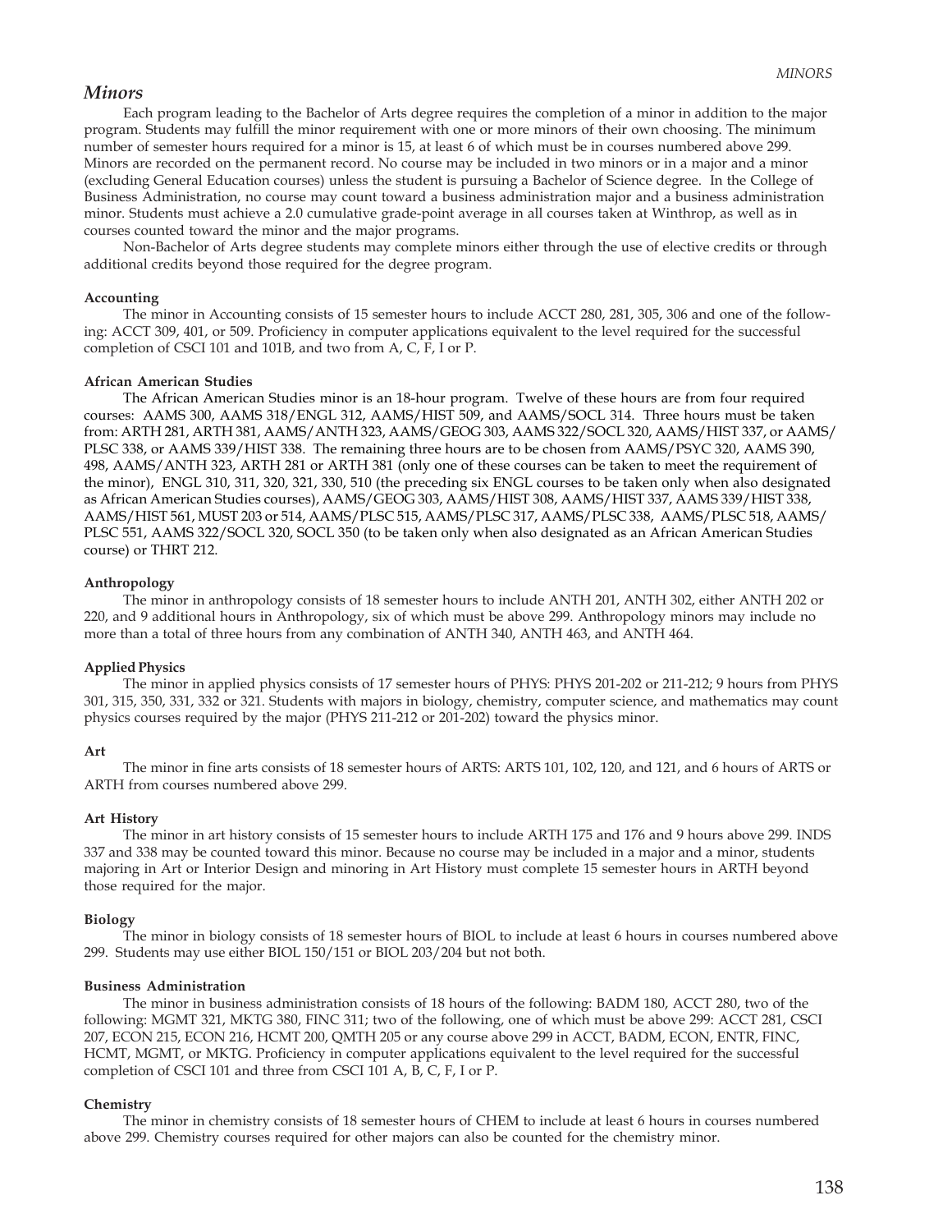## *Minors*

Each program leading to the Bachelor of Arts degree requires the completion of a minor in addition to the major program. Students may fulfill the minor requirement with one or more minors of their own choosing. The minimum number of semester hours required for a minor is 15, at least 6 of which must be in courses numbered above 299. Minors are recorded on the permanent record. No course may be included in two minors or in a major and a minor (excluding General Education courses) unless the student is pursuing a Bachelor of Science degree. In the College of Business Administration, no course may count toward a business administration major and a business administration minor. Students must achieve a 2.0 cumulative grade-point average in all courses taken at Winthrop, as well as in courses counted toward the minor and the major programs.

Non-Bachelor of Arts degree students may complete minors either through the use of elective credits or through additional credits beyond those required for the degree program.

**Accounting**

The minor in Accounting consists of 15 semester hours to include ACCT 280, 281, 305, 306 and one of the following: ACCT 309, 401, or 509. Proficiency in computer applications equivalent to the level required for the successful completion of CSCI 101 and 101B, and two from A, C, F, I or P.

**African American Studies**

The African American Studies minor is an 18-hour program. Twelve of these hours are from four required courses: AAMS 300, AAMS 318/ENGL 312, AAMS/HIST 509, and AAMS/SOCL 314. Three hours must be taken from: ARTH 281, ARTH 381, AAMS/ANTH 323, AAMS/GEOG 303, AAMS 322/SOCL 320, AAMS/HIST 337, or AAMS/PLSC 338, or AAMS 339/HIST 338. The remaining three hours are to be chosen from AAMS/PSYC 320, AAMS 390, 498, AAMS/ANTH 323, ARTH 281 or ARTH 381 (only one of these courses can be taken to meet the requirement of the minor), ENGL 310, 311, 320, 321, 330, 510 (the preceding six ENGL courses to be taken only when also designated as African American Studies courses), AAMS/GEOG 303, AAMS/HIST 308, AAMS/HIST 337, AAMS 339/HIST 338, AAMS/HIST 561, MUST 203 or 514, AAMS/PLSC 515, AAMS/PLSC 317, AAMS/PLSC 338, AAMS/PLSC 518, AAMS/PLSC 551, AAMS 322/SOCL 320, SOCL 350 (to be taken only when also designated as an African American Studies course) or THRT 212.

**Anthropology**

The minor in anthropology consists of 18 semester hours to include ANTH 201, ANTH 302, either ANTH 202 or 220, and 9 additional hours in Anthropology, six of which must be above 299. Anthropology minors may include no more than a total of three hours from any combination of ANTH 340, ANTH 463, and ANTH 464.

**Applied Physics**

The minor in applied physics consists of 17 semester hours of PHYS: PHYS 201-202 or 211-212; 9 hours from PHYS 301, 315, 350, 331, 332 or 321. Students with majors in biology, chemistry, computer science, and mathematics may count physics courses required by the major (PHYS 211-212 or 201-202) toward the physics minor.

**Art**

The minor in fine arts consists of 18 semester hours of ARTS: ARTS 101, 102, 120, and 121, and 6 hours of ARTS or ARTH from courses numbered above 299.

**Art History**

The minor in art history consists of 15 semester hours to include ARTH 175 and 176 and 9 hours above 299. INDS 337 and 338 may be counted toward this minor. Because no course may be included in a major and a minor, students majoring in Art or Interior Design and minoring in Art History must complete 15 semester hours in ARTH beyond those required for the major.

**Biology**

The minor in biology consists of 18 semester hours of BIOL to include at least 6 hours in courses numbered above 299. Students may use either BIOL 150/151 or BIOL 203/204 but not both.

**Business Administration**

The minor in business administration consists of 18 hours of the following: BADM 180, ACCT 280, two of the following: MGMT 321, MKTG 380, FINC 311; two of the following, one of which must be above 299: ACCT 281, CSCI 207, ECON 215, ECON 216, HCMT 200, QMTH 205 or any course above 299 in ACCT, BADM, ECON, ENTR, FINC, HCMT, MGMT, or MKTG. Proficiency in computer applications equivalent to the level required for the successful completion of CSCI 101 and three from CSCI 101 A, B, C, F, I or P.

**Chemistry**

The minor in chemistry consists of 18 semester hours of CHEM to include at least 6 hours in courses numbered above 299. Chemistry courses required for other majors can also be counted for the chemistry minor.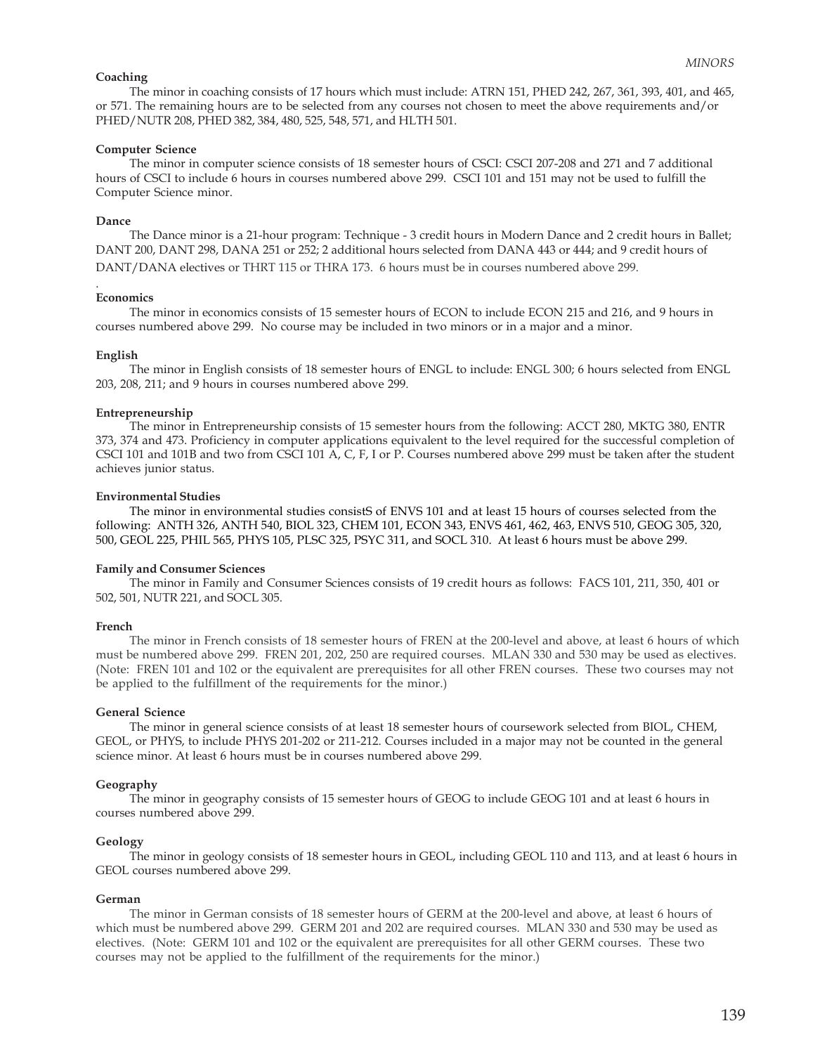### Coaching

The minor in coaching consists of 17 hours which must include: ATRN 151, PHED 242, 267, 361, 393, 401, and 465, or 571. The remaining hours are to be selected from any courses not chosen to meet the above requirements and/or PHED/NUTR 208, PHED 382, 384, 480, 525, 548, 571, and HLTH 501.

### Computer Science

The minor in computer science consists of 18 semester hours of CSCI: CSCI 207-208 and 271 and 7 additional hours of CSCI to include 6 hours in courses numbered above 299. CSCI 101 and 151 may not be used to fulfill the Computer Science minor.

### Dance

The Dance minor is a 21-hour program: Technique - 3 credit hours in Modern Dance and 2 credit hours in Ballet; DANT 200, DANT 298, DANA 251 or 252; 2 additional hours selected from DANA 443 or 444; and 9 credit hours of DANT/DANA electives or THRT 115 or THRA 173. 6 hours must be in courses numbered above 299.

.

### Economics

The minor in economics consists of 15 semester hours of ECON to include ECON 215 and 216, and 9 hours in courses numbered above 299. No course may be included in two minors or in a major and a minor.

### English

The minor in English consists of 18 semester hours of ENGL to include: ENGL 300; 6 hours selected from ENGL 203, 208, 211; and 9 hours in courses numbered above 299.

### Entrepreneurship

The minor in Entrepreneurship consists of 15 semester hours from the following: ACCT 280, MKTG 380, ENTR 373, 374 and 473. Proficiency in computer applications equivalent to the level required for the successful completion of CSCI 101 and 101B and two from CSCI 101 A, C, F, I or P. Courses numbered above 299 must be taken after the student achieves junior status.

### Environmental Studies

The minor in environmental studies consistS of ENVS 101 and at least 15 hours of courses selected from the following: ANTH 326, ANTH 540, BIOL 323, CHEM 101, ECON 343, ENVS 461, 462, 463, ENVS 510, GEOG 305, 320, 500, GEOL 225, PHIL 565, PHYS 105, PLSC 325, PSYC 311, and SOCL 310. At least 6 hours must be above 299.

### Family and Consumer Sciences

The minor in Family and Consumer Sciences consists of 19 credit hours as follows: FACS 101, 211, 350, 401 or 502, 501, NUTR 221, and SOCL 305.

### French

The minor in French consists of 18 semester hours of FREN at the 200-level and above, at least 6 hours of which must be numbered above 299. FREN 201, 202, 250 are required courses. MLAN 330 and 530 may be used as electives. (Note: FREN 101 and 102 or the equivalent are prerequisites for all other FREN courses. These two courses may not be applied to the fulfillment of the requirements for the minor.)

### General Science

The minor in general science consists of at least 18 semester hours of coursework selected from BIOL, CHEM, GEOL, or PHYS, to include PHYS 201-202 or 211-212. Courses included in a major may not be counted in the general science minor. At least 6 hours must be in courses numbered above 299.

### Geography

The minor in geography consists of 15 semester hours of GEOG to include GEOG 101 and at least 6 hours in courses numbered above 299.

### Geology

The minor in geology consists of 18 semester hours in GEOL, including GEOL 110 and 113, and at least 6 hours in GEOL courses numbered above 299.

### German

The minor in German consists of 18 semester hours of GERM at the 200-level and above, at least 6 hours of which must be numbered above 299. GERM 201 and 202 are required courses. MLAN 330 and 530 may be used as electives. (Note: GERM 101 and 102 or the equivalent are prerequisites for all other GERM courses. These two courses may not be applied to the fulfillment of the requirements for the minor.)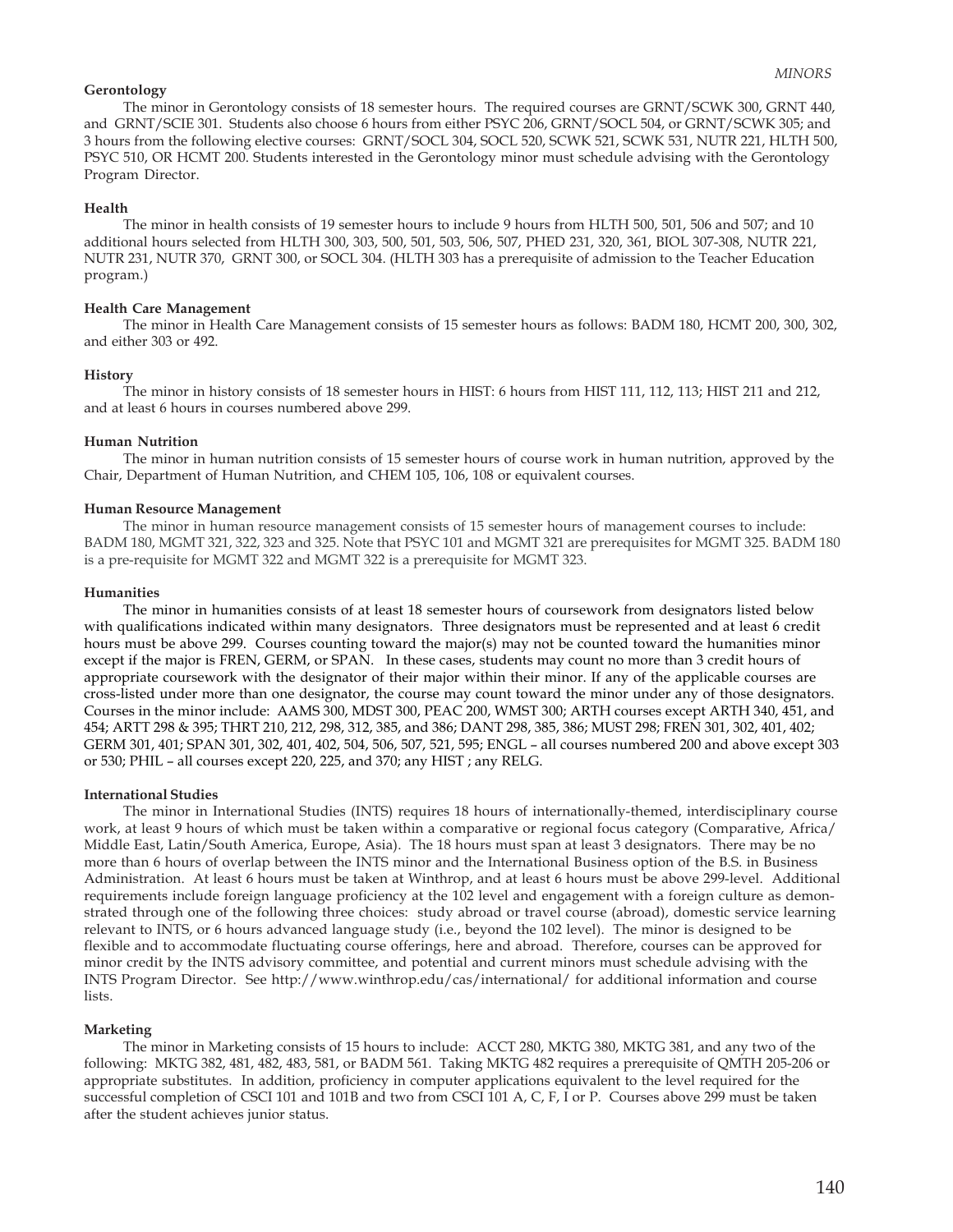### Gerontology

The minor in Gerontology consists of 18 semester hours. The required courses are GRNT/SCWK 300, GRNT 440, and GRNT/SCIE 301. Students also choose 6 hours from either PSYC 206, GRNT/SOCL 504, or GRNT/SCWK 305; and 3 hours from the following elective courses: GRNT/SOCL 304, SOCL 520, SCWK 521, SCWK 531, NUTR 221, HLTH 500, PSYC 510, OR HCMT 200. Students interested in the Gerontology minor must schedule advising with the Gerontology Program Director.

### Health

The minor in health consists of 19 semester hours to include 9 hours from HLTH 500, 501, 506 and 507; and 10 additional hours selected from HLTH 300, 303, 500, 501, 503, 506, 507, PHED 231, 320, 361, BIOL 307-308, NUTR 221, NUTR 231, NUTR 370, GRNT 300, or SOCL 304. (HLTH 303 has a prerequisite of admission to the Teacher Education program.)

### Health Care Management

The minor in Health Care Management consists of 15 semester hours as follows: BADM 180, HCMT 200, 300, 302, and either 303 or 492.

### History

The minor in history consists of 18 semester hours in HIST: 6 hours from HIST 111, 112, 113; HIST 211 and 212, and at least 6 hours in courses numbered above 299.

### Human Nutrition

The minor in human nutrition consists of 15 semester hours of course work in human nutrition, approved by the Chair, Department of Human Nutrition, and CHEM 105, 106, 108 or equivalent courses.

### Human Resource Management

The minor in human resource management consists of 15 semester hours of management courses to include: BADM 180, MGMT 321, 322, 323 and 325. Note that PSYC 101 and MGMT 321 are prerequisites for MGMT 325. BADM 180 is a pre-requisite for MGMT 322 and MGMT 322 is a prerequisite for MGMT 323.

### Humanities

The minor in humanities consists of at least 18 semester hours of coursework from designators listed below with qualifications indicated within many designators. Three designators must be represented and at least 6 credit hours must be above 299. Courses counting toward the major(s) may not be counted toward the humanities minor except if the major is FREN, GERM, or SPAN. In these cases, students may count no more than 3 credit hours of appropriate coursework with the designator of their major within their minor. If any of the applicable courses are cross-listed under more than one designator, the course may count toward the minor under any of those designators. Courses in the minor include: AAMS 300, MDST 300, PEAC 200, WMST 300; ARTH courses except ARTH 340, 451, and 454; ARTT 298 & 395; THRT 210, 212, 298, 312, 385, and 386; DANT 298, 385, 386; MUST 298; FREN 301, 302, 401, 402; GERM 301, 401; SPAN 301, 302, 401, 402, 504, 506, 507, 521, 595; ENGL – all courses numbered 200 and above except 303 or 530; PHIL – all courses except 220, 225, and 370; any HIST ; any RELG.

### International Studies

The minor in International Studies (INTS) requires 18 hours of internationally-themed, interdisciplinary course work, at least 9 hours of which must be taken within a comparative or regional focus category (Comparative, Africa/ Middle East, Latin/South America, Europe, Asia). The 18 hours must span at least 3 designators. There may be no more than 6 hours of overlap between the INTS minor and the International Business option of the B.S. in Business Administration. At least 6 hours must be taken at Winthrop, and at least 6 hours must be above 299-level. Additional requirements include foreign language proficiency at the 102 level and engagement with a foreign culture as demonstrated through one of the following three choices: study abroad or travel course (abroad), domestic service learning relevant to INTS, or 6 hours advanced language study (i.e., beyond the 102 level). The minor is designed to be flexible and to accommodate fluctuating course offerings, here and abroad. Therefore, courses can be approved for minor credit by the INTS advisory committee, and potential and current minors must schedule advising with the INTS Program Director. See http://www.winthrop.edu/cas/international/ for additional information and course lists.

### Marketing

The minor in Marketing consists of 15 hours to include: ACCT 280, MKTG 380, MKTG 381, and any two of the following: MKTG 382, 481, 482, 483, 581, or BADM 561. Taking MKTG 482 requires a prerequisite of QMTH 205-206 or appropriate substitutes. In addition, proficiency in computer applications equivalent to the level required for the successful completion of CSCI 101 and 101B and two from CSCI 101 A, C, F, I or P. Courses above 299 must be taken after the student achieves junior status.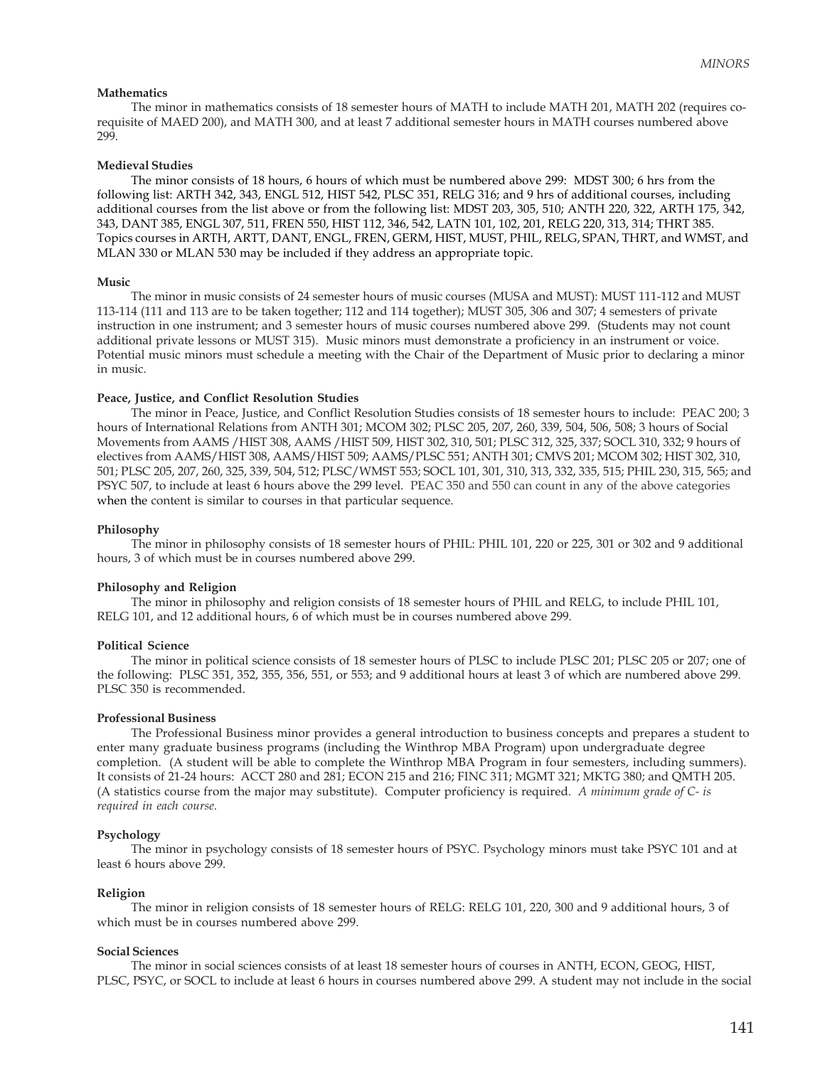### Mathematics

The minor in mathematics consists of 18 semester hours of MATH to include MATH 201, MATH 202 (requires co-requisite of MAED 200), and MATH 300, and at least 7 additional semester hours in MATH courses numbered above 299.

### Medieval Studies

The minor consists of 18 hours, 6 hours of which must be numbered above 299: MDST 300; 6 hrs from the following list: ARTH 342, 343, ENGL 512, HIST 542, PLSC 351, RELG 316; and 9 hrs of additional courses, including additional courses from the list above or from the following list: MDST 203, 305, 510; ANTH 220, 322, ARTH 175, 342, 343, DANT 385, ENGL 307, 511, FREN 550, HIST 112, 346, 542, LATN 101, 102, 201, RELG 220, 313, 314; THRT 385. Topics courses in ARTH, ARTT, DANT, ENGL, FREN, GERM, HIST, MUST, PHIL, RELG, SPAN, THRT, and WMST, and MLAN 330 or MLAN 530 may be included if they address an appropriate topic.

### Music

The minor in music consists of 24 semester hours of music courses (MUSA and MUST): MUST 111-112 and MUST 113-114 (111 and 113 are to be taken together; 112 and 114 together); MUST 305, 306 and 307; 4 semesters of private instruction in one instrument; and 3 semester hours of music courses numbered above 299. (Students may not count additional private lessons or MUST 315). Music minors must demonstrate a proficiency in an instrument or voice. Potential music minors must schedule a meeting with the Chair of the Department of Music prior to declaring a minor in music.

### Peace, Justice, and Conflict Resolution Studies

The minor in Peace, Justice, and Conflict Resolution Studies consists of 18 semester hours to include: PEAC 200; 3 hours of International Relations from ANTH 301; MCOM 302; PLSC 205, 207, 260, 339, 504, 506, 508; 3 hours of Social Movements from AAMS /HIST 308, AAMS /HIST 509, HIST 302, 310, 501; PLSC 312, 325, 337; SOCL 310, 332; 9 hours of electives from AAMS/HIST 308, AAMS/HIST 509; AAMS/PLSC 551; ANTH 301; CMVS 201; MCOM 302; HIST 302, 310, 501; PLSC 205, 207, 260, 325, 339, 504, 512; PLSC/WMST 553; SOCL 101, 301, 310, 313, 332, 335, 515; PHIL 230, 315, 565; and PSYC 507, to include at least 6 hours above the 299 level. PEAC 350 and 550 can count in any of the above categories when the content is similar to courses in that particular sequence.

### Philosophy

The minor in philosophy consists of 18 semester hours of PHIL: PHIL 101, 220 or 225, 301 or 302 and 9 additional hours, 3 of which must be in courses numbered above 299.

### Philosophy and Religion

The minor in philosophy and religion consists of 18 semester hours of PHIL and RELG, to include PHIL 101, RELG 101, and 12 additional hours, 6 of which must be in courses numbered above 299.

### Political Science

The minor in political science consists of 18 semester hours of PLSC to include PLSC 201; PLSC 205 or 207; one of the following: PLSC 351, 352, 355, 356, 551, or 553; and 9 additional hours at least 3 of which are numbered above 299. PLSC 350 is recommended.

### Professional Business

The Professional Business minor provides a general introduction to business concepts and prepares a student to enter many graduate business programs (including the Winthrop MBA Program) upon undergraduate degree completion. (A student will be able to complete the Winthrop MBA Program in four semesters, including summers). It consists of 21-24 hours: ACCT 280 and 281; ECON 215 and 216; FINC 311; MGMT 321; MKTG 380; and QMTH 205. (A statistics course from the major may substitute). Computer proficiency is required. *A minimum grade of C- is required in each course.*

### Psychology

The minor in psychology consists of 18 semester hours of PSYC. Psychology minors must take PSYC 101 and at least 6 hours above 299.

### Religion

The minor in religion consists of 18 semester hours of RELG: RELG 101, 220, 300 and 9 additional hours, 3 of which must be in courses numbered above 299.

### Social Sciences

The minor in social sciences consists of at least 18 semester hours of courses in ANTH, ECON, GEOG, HIST, PLSC, PSYC, or SOCL to include at least 6 hours in courses numbered above 299. A student may not include in the social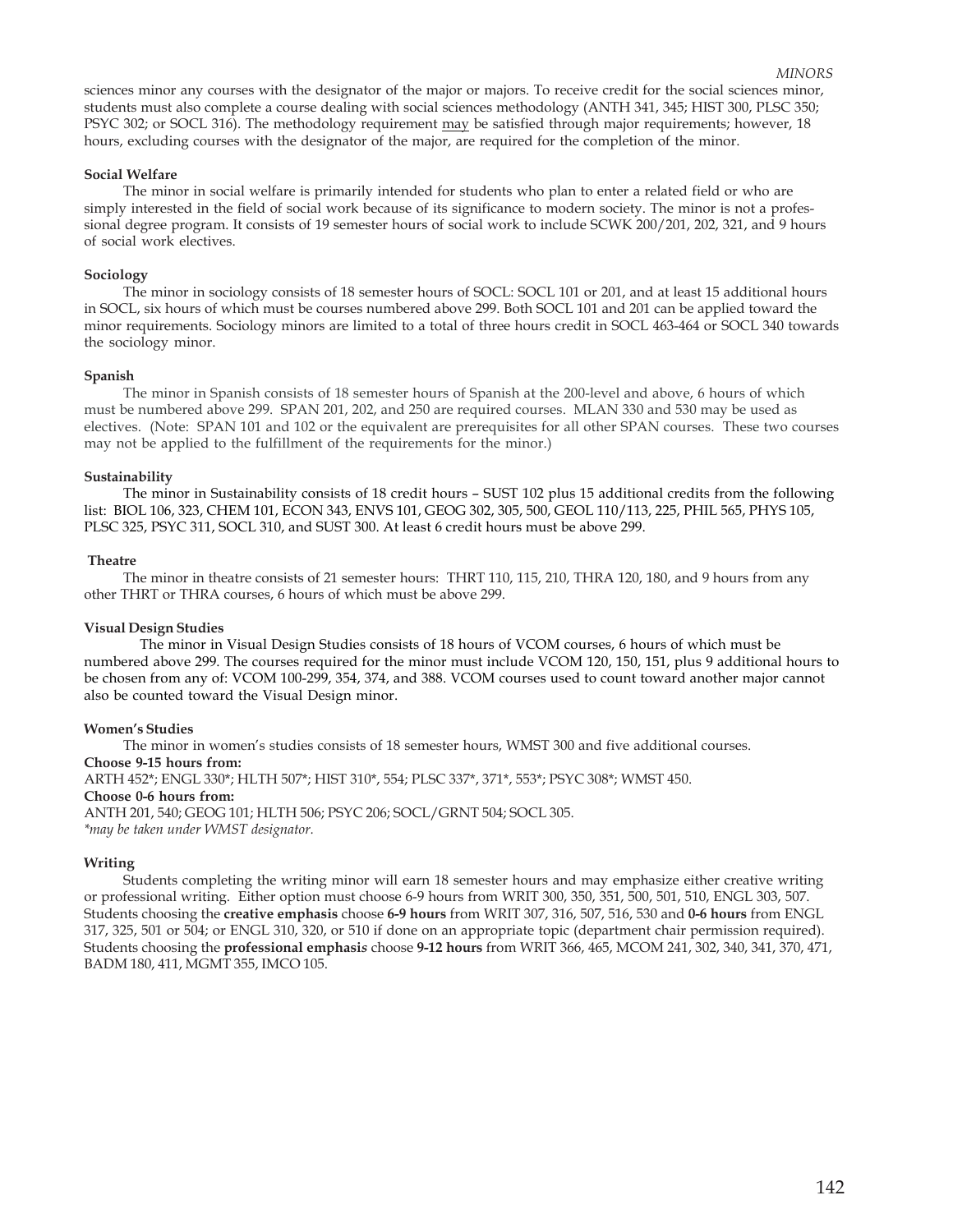sciences minor any courses with the designator of the major or majors. To receive credit for the social sciences minor, students must also complete a course dealing with social sciences methodology (ANTH 341, 345; HIST 300, PLSC 350; PSYC 302; or SOCL 316). The methodology requirement may be satisfied through major requirements; however, 18 hours, excluding courses with the designator of the major, are required for the completion of the minor.

**Social Welfare**

The minor in social welfare is primarily intended for students who plan to enter a related field or who are simply interested in the field of social work because of its significance to modern society. The minor is not a professional degree program. It consists of 19 semester hours of social work to include SCWK 200/201, 202, 321, and 9 hours of social work electives.

**Sociology**

The minor in sociology consists of 18 semester hours of SOCL: SOCL 101 or 201, and at least 15 additional hours in SOCL, six hours of which must be courses numbered above 299. Both SOCL 101 and 201 can be applied toward the minor requirements. Sociology minors are limited to a total of three hours credit in SOCL 463-464 or SOCL 340 towards the sociology minor.

**Spanish**

The minor in Spanish consists of 18 semester hours of Spanish at the 200-level and above, 6 hours of which must be numbered above 299. SPAN 201, 202, and 250 are required courses. MLAN 330 and 530 may be used as electives. (Note: SPAN 101 and 102 or the equivalent are prerequisites for all other SPAN courses. These two courses may not be applied to the fulfillment of the requirements for the minor.)

**Sustainability**

The minor in Sustainability consists of 18 credit hours – SUST 102 plus 15 additional credits from the following list: BIOL 106, 323, CHEM 101, ECON 343, ENVS 101, GEOG 302, 305, 500, GEOL 110/113, 225, PHIL 565, PHYS 105, PLSC 325, PSYC 311, SOCL 310, and SUST 300. At least 6 credit hours must be above 299.

**Theatre**

The minor in theatre consists of 21 semester hours: THRT 110, 115, 210, THRA 120, 180, and 9 hours from any other THRT or THRA courses, 6 hours of which must be above 299.

**Visual Design Studies**

The minor in Visual Design Studies consists of 18 hours of VCOM courses, 6 hours of which must be numbered above 299. The courses required for the minor must include VCOM 120, 150, 151, plus 9 additional hours to be chosen from any of: VCOM 100-299, 354, 374, and 388. VCOM courses used to count toward another major cannot also be counted toward the Visual Design minor.

**Women's Studies**

The minor in women's studies consists of 18 semester hours, WMST 300 and five additional courses.

**Choose 9-15 hours from:**

ARTH 452*; ENGL 330*; HLTH 507*; HIST 310*, 554; PLSC 337*, 371*, 553*; PSYC 308*; WMST 450.

**Choose 0-6 hours from:**

ANTH 201, 540; GEOG 101; HLTH 506; PSYC 206; SOCL/GRNT 504; SOCL 305.

*\*may be taken under WMST designator.*

**Writing**

Students completing the writing minor will earn 18 semester hours and may emphasize either creative writing or professional writing. Either option must choose 6-9 hours from WRIT 300, 350, 351, 500, 501, 510, ENGL 303, 507. Students choosing the **creative emphasis** choose **6-9 hours** from WRIT 307, 316, 507, 516, 530 and **0-6 hours** from ENGL 317, 325, 501 or 504; or ENGL 310, 320, or 510 if done on an appropriate topic (department chair permission required). Students choosing the **professional emphasis** choose **9-12 hours** from WRIT 366, 465, MCOM 241, 302, 340, 341, 370, 471, BADM 180, 411, MGMT 355, IMCO 105.